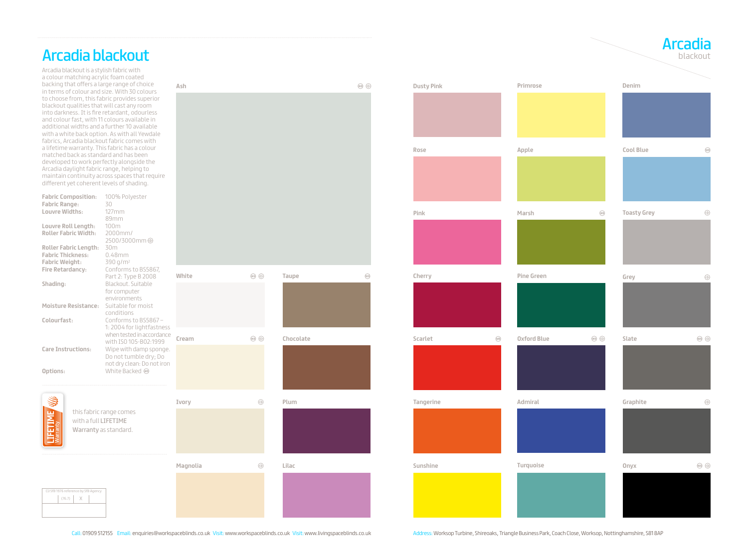# Arcadia blackout

Arcadia blackout is a stylish fabric with a colour matching acrylic foam coated backing that offers a large range of choice in terms of colour and size. With 30 colours to choose from, this fabric provides superior blackout qualities that will cast any room into darkness. It is fire retardant, odourless and colour fast, with 11 colours available in additional widths and a further 10 available with a white back option. As with all Yewdale fabrics, Arcadia blackout fabric comes with a lifetime warranty. This fabric has a colour matched back as standard and has been developed to work perfectly alongside the Arcadia daylight fabric range, helping to maintain continuity across spaces that require different yet coherent levels of shading.

| | |
|---|---|
| **Fabric Composition:** | 100% Polyester |
| **Fabric Range:** | 30 |
| **Louvre Widths:** | 127mm<br>89mm |
| **Louvre Roll Length:** | 100m |
| **Roller Fabric Width:** | 2000mm/<br>2500/3000mm |
| **Roller Fabric Length:** | 30m |
| **Fabric Thickness:** | 0.48mm |
| **Fabric Weight:** | 390 g/m² |
| **Fire Retardancy:** | Conforms to BS5867, Part 2: Type B 2008 |
| **Shading:** | Blackout. Suitable for computer environments |
| **Moisture Resistance:** | Suitable for moist conditions |
| **Colourfast:** | Conforms to BS5867 – 1: 2004 for lightfastness when tested in accordance with ISO 105-B02:1999 |
| **Care Instructions:** | Wipe with damp sponge. Do not tumble dry; Do not dry clean: Do not iron |
| **Options:** | White Backed |

LIFETIME Warranty

this fabric range comes with a full **LIFETIME Warranty** as standard.

CI/SfB 1976 reference by SfB Agency

| (76.7) | X |
|---|---|

## Arcadia blackout

Ash, White, Taupe, Cream, Chocolate, Ivory, Plum, Magnolia, Lilac, Dusty Pink, Primrose, Denim, Rose, Apple, Cool Blue, Pink, Marsh, Toasty Grey, Cherry, Pine Green, Grey, Scarlet, Oxford Blue, Slate, Tangerine, Admiral, Graphite, Sunshine, Turquoise, Onyx

Call: 01909 512155 Email: enquiries@workspaceblinds.co.uk Visit: www.workspaceblinds.co.uk Visit: www.livingspaceblinds.co.uk

Address: Worksop Turbine, Shireoaks, Triangle Business Park, Coach Close, Worksop, Nottinghamshire, S81 8AP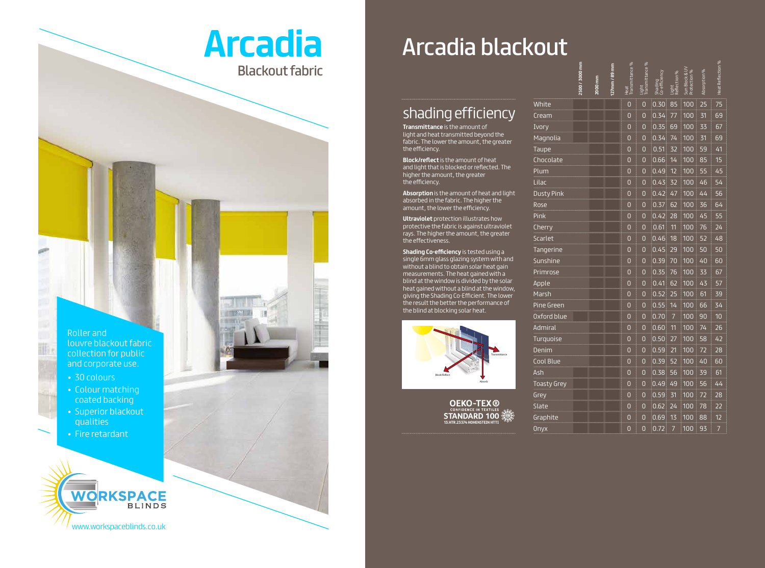# Arcadia

## Blackout fabric

Roller and louvre blackout fabric collection for public and corporate use.

- 30 colours
- Colour matching coated backing
- Superior blackout qualities
- Fire retardant

WORKSPACE BLINDS

www.workspaceblinds.co.uk

# Arcadia blackout

## shading efficiency

**Transmittance** is the amount of light and heat transmitted beyond the fabric. The lower the amount, the greater the efficiency.

**Block/reflect** is the amount of heat and light that is blocked or reflected. The higher the amount, the greater the efficiency.

**Absorption** is the amount of heat and light absorbed in the fabric. The higher the amount, the lower the efficiency.

**Ultraviolet** protection illustrates how protective the fabric is against ultraviolet rays. The higher the amount, the greater the effectiveness.

**Shading Co-efficiency** is tested using a single 6mm glass glazing system with and without a blind to obtain solar heat gain measurements. The heat gained with a blind at the window is divided by the solar heat gained without a blind at the window, giving the Shading Co-Efficient. The lower the result the better the performance of the blind at blocking solar heat.

Transmittance

Block/Reflect

Absorb

OEKO-TEX®
CONFIDENCE IN TEXTILES
STANDARD 100
13.HTR.23374 HOHENSTEIN HTTI

| | 2500 / 3000 mm | 2000 mm | 127mm / 89 mm | Heat Transmittance % | Light Transmittance % | Shading Co-efficiency | Light Reflection % | Sun Block & UV Protection % | Absorption % | Heat Reflection % |
|---|---|---|---|---|---|---|---|---|---|---|
| White | | | | 0 | 0 | 0.30 | 85 | 100 | 25 | 75 |
| Cream | | | | 0 | 0 | 0.34 | 77 | 100 | 31 | 69 |
| Ivory | | | | 0 | 0 | 0.35 | 69 | 100 | 33 | 67 |
| Magnolia | | | | 0 | 0 | 0.34 | 74 | 100 | 31 | 69 |
| Taupe | | | | 0 | 0 | 0.51 | 32 | 100 | 59 | 41 |
| Chocolate | | | | 0 | 0 | 0.66 | 14 | 100 | 85 | 15 |
| Plum | | | | 0 | 0 | 0.49 | 12 | 100 | 55 | 45 |
| Lilac | | | | 0 | 0 | 0.43 | 32 | 100 | 46 | 54 |
| Dusty Pink | | | | 0 | 0 | 0.42 | 47 | 100 | 44 | 56 |
| Rose | | | | 0 | 0 | 0.37 | 62 | 100 | 36 | 64 |
| Pink | | | | 0 | 0 | 0.42 | 28 | 100 | 45 | 55 |
| Cherry | | | | 0 | 0 | 0.61 | 11 | 100 | 76 | 24 |
| Scarlet | | | | 0 | 0 | 0.46 | 18 | 100 | 52 | 48 |
| Tangerine | | | | 0 | 0 | 0.45 | 29 | 100 | 50 | 50 |
| Sunshine | | | | 0 | 0 | 0.39 | 70 | 100 | 40 | 60 |
| Primrose | | | | 0 | 0 | 0.35 | 76 | 100 | 33 | 67 |
| Apple | | | | 0 | 0 | 0.41 | 62 | 100 | 43 | 57 |
| Marsh | | | | 0 | 0 | 0.52 | 25 | 100 | 61 | 39 |
| Pine Green | | | | 0 | 0 | 0.55 | 14 | 100 | 66 | 34 |
| Oxford blue | | | | 0 | 0 | 0.70 | 7 | 100 | 90 | 10 |
| Admiral | | | | 0 | 0 | 0.60 | 11 | 100 | 74 | 26 |
| Turquoise | | | | 0 | 0 | 0.50 | 27 | 100 | 58 | 42 |
| Denim | | | | 0 | 0 | 0.59 | 21 | 100 | 72 | 28 |
| Cool Blue | | | | 0 | 0 | 0.39 | 52 | 100 | 40 | 60 |
| Ash | | | | 0 | 0 | 0.38 | 56 | 100 | 39 | 61 |
| Toasty Grey | | | | 0 | 0 | 0.49 | 49 | 100 | 56 | 44 |
| Grey | | | | 0 | 0 | 0.59 | 31 | 100 | 72 | 28 |
| Slate | | | | 0 | 0 | 0.62 | 24 | 100 | 78 | 22 |
| Graphite | | | | 0 | 0 | 0.69 | 13 | 100 | 88 | 12 |
| Onyx | | | | 0 | 0 | 0.72 | 7 | 100 | 93 | 7 |